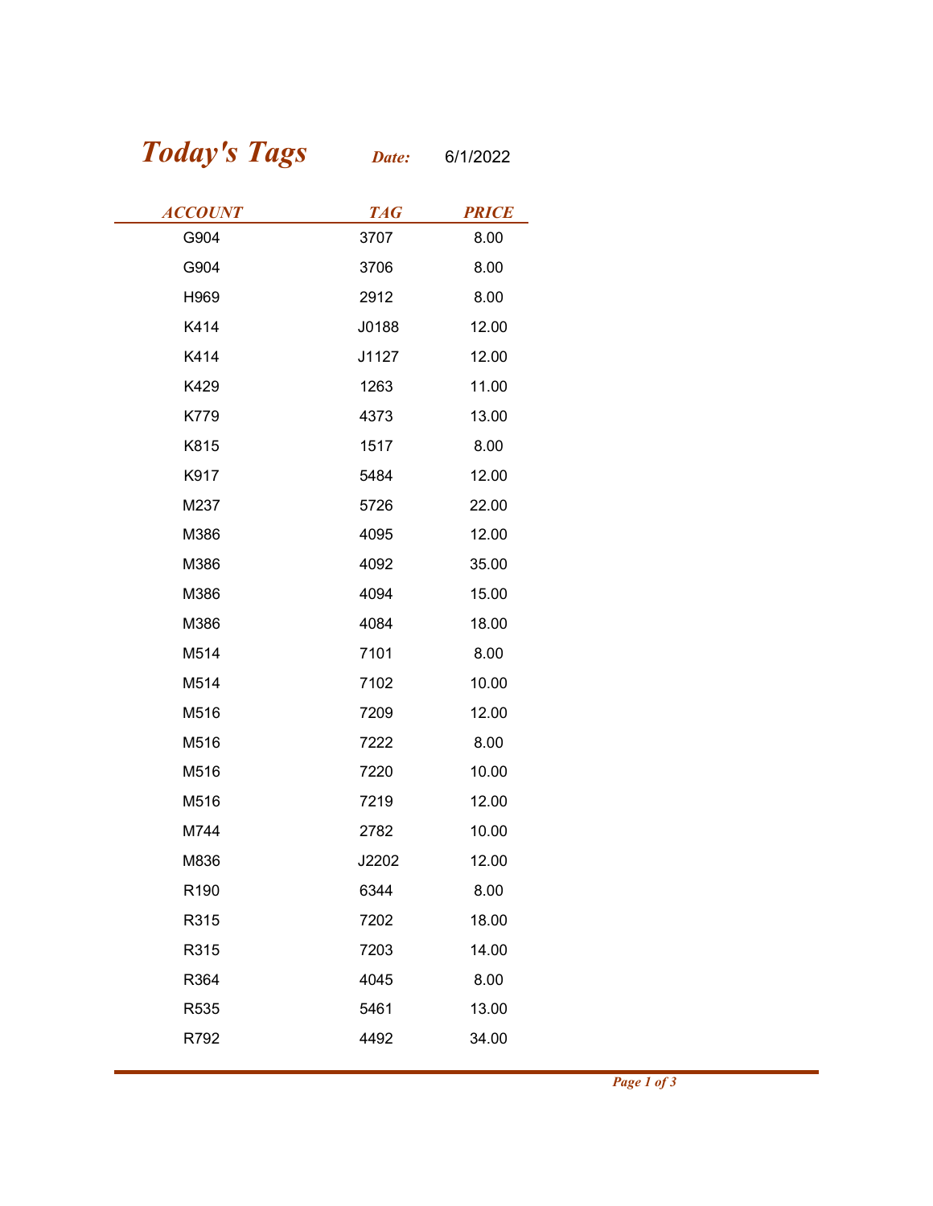# *Today's Tags*

***Date:*** 6/1/2022

| ACCOUNT | TAG | PRICE |
|---|---|---|
| G904 | 3707 | 8.00 |
| G904 | 3706 | 8.00 |
| H969 | 2912 | 8.00 |
| K414 | J0188 | 12.00 |
| K414 | J1127 | 12.00 |
| K429 | 1263 | 11.00 |
| K779 | 4373 | 13.00 |
| K815 | 1517 | 8.00 |
| K917 | 5484 | 12.00 |
| M237 | 5726 | 22.00 |
| M386 | 4095 | 12.00 |
| M386 | 4092 | 35.00 |
| M386 | 4094 | 15.00 |
| M386 | 4084 | 18.00 |
| M514 | 7101 | 8.00 |
| M514 | 7102 | 10.00 |
| M516 | 7209 | 12.00 |
| M516 | 7222 | 8.00 |
| M516 | 7220 | 10.00 |
| M516 | 7219 | 12.00 |
| M744 | 2782 | 10.00 |
| M836 | J2202 | 12.00 |
| R190 | 6344 | 8.00 |
| R315 | 7202 | 18.00 |
| R315 | 7203 | 14.00 |
| R364 | 4045 | 8.00 |
| R535 | 5461 | 13.00 |
| R792 | 4492 | 34.00 |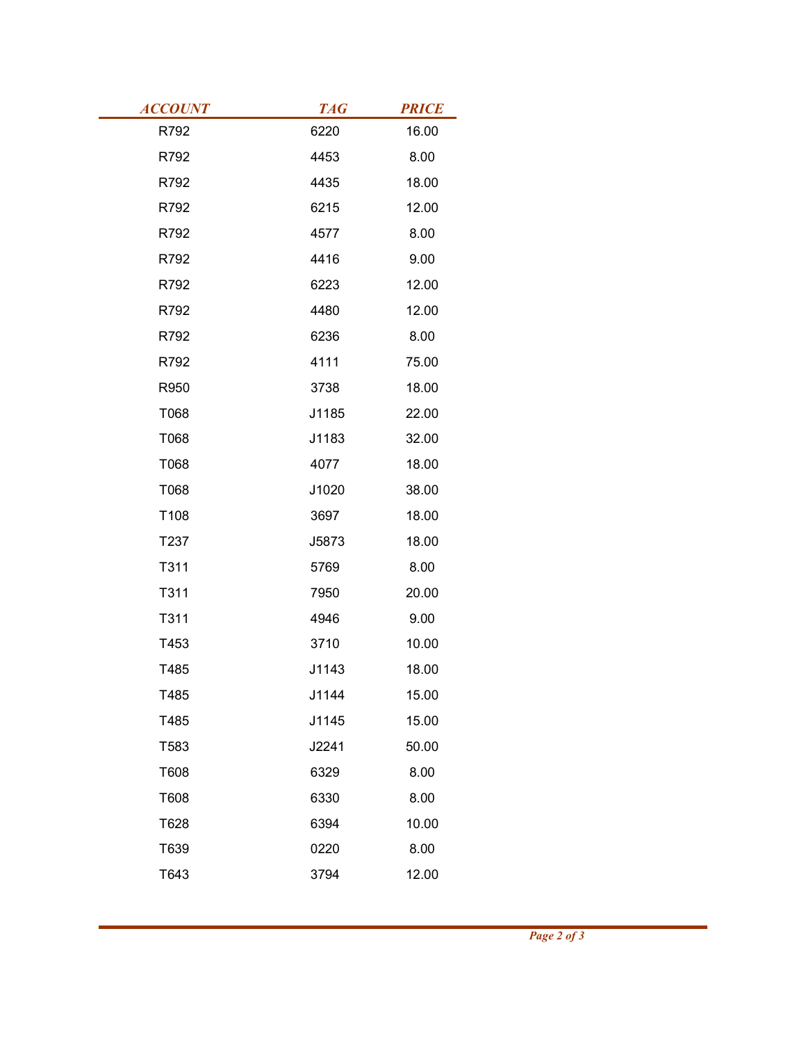| ACCOUNT | TAG | PRICE |
|---|---|---|
| R792 | 6220 | 16.00 |
| R792 | 4453 | 8.00 |
| R792 | 4435 | 18.00 |
| R792 | 6215 | 12.00 |
| R792 | 4577 | 8.00 |
| R792 | 4416 | 9.00 |
| R792 | 6223 | 12.00 |
| R792 | 4480 | 12.00 |
| R792 | 6236 | 8.00 |
| R792 | 4111 | 75.00 |
| R950 | 3738 | 18.00 |
| T068 | J1185 | 22.00 |
| T068 | J1183 | 32.00 |
| T068 | 4077 | 18.00 |
| T068 | J1020 | 38.00 |
| T108 | 3697 | 18.00 |
| T237 | J5873 | 18.00 |
| T311 | 5769 | 8.00 |
| T311 | 7950 | 20.00 |
| T311 | 4946 | 9.00 |
| T453 | 3710 | 10.00 |
| T485 | J1143 | 18.00 |
| T485 | J1144 | 15.00 |
| T485 | J1145 | 15.00 |
| T583 | J2241 | 50.00 |
| T608 | 6329 | 8.00 |
| T608 | 6330 | 8.00 |
| T628 | 6394 | 10.00 |
| T639 | 0220 | 8.00 |
| T643 | 3794 | 12.00 |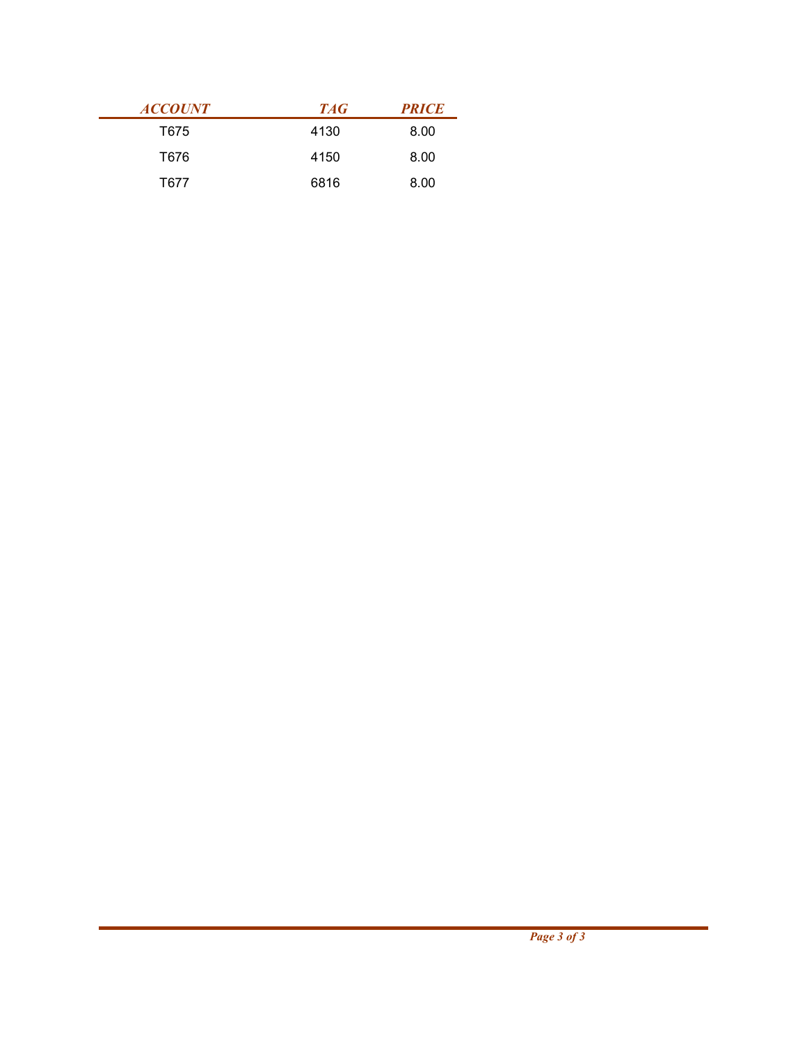| ACCOUNT | TAG | PRICE |
| --- | --- | --- |
| T675 | 4130 | 8.00 |
| T676 | 4150 | 8.00 |
| T677 | 6816 | 8.00 |